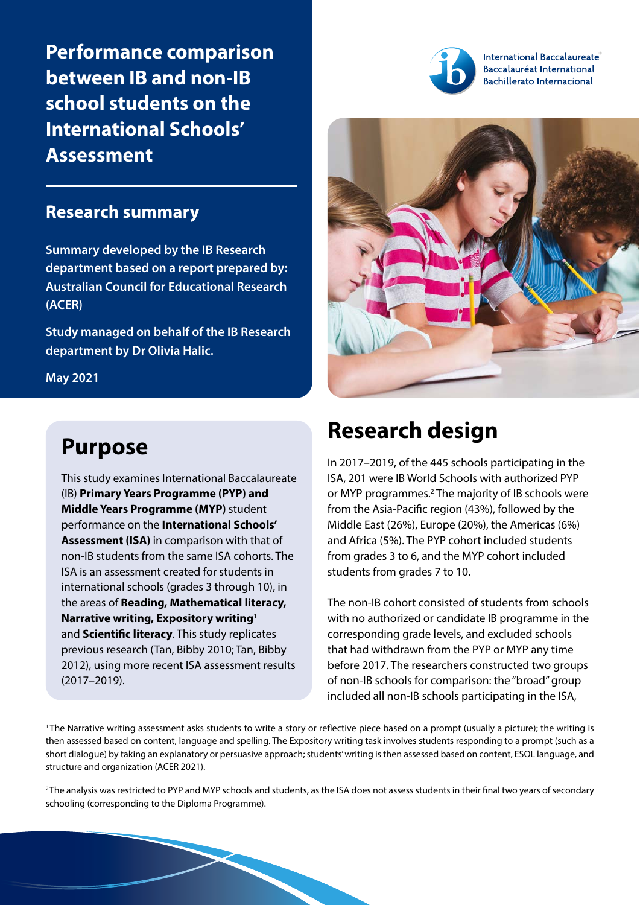# Performance comparison between IB and non-IB school students on the International Schools' Assessment

International Baccalaureate
Baccalauréat International
Bachillerato Internacional

## Research summary

**Summary developed by the IB Research department based on a report prepared by: Australian Council for Educational Research (ACER)**

**Study managed on behalf of the IB Research department by Dr Olivia Halic.**

**May 2021**

## Purpose

This study examines International Baccalaureate (IB) **Primary Years Programme (PYP) and Middle Years Programme (MYP)** student performance on the **International Schools' Assessment (ISA)** in comparison with that of non-IB students from the same ISA cohorts. The ISA is an assessment created for students in international schools (grades 3 through 10), in the areas of **Reading, Mathematical literacy, Narrative writing, Expository writing**[1] and **Scientific literacy**. This study replicates previous research (Tan, Bibby 2010; Tan, Bibby 2012), using more recent ISA assessment results (2017–2019).

## Research design

In 2017–2019, of the 445 schools participating in the ISA, 201 were IB World Schools with authorized PYP or MYP programmes.[2] The majority of IB schools were from the Asia-Pacific region (43%), followed by the Middle East (26%), Europe (20%), the Americas (6%) and Africa (5%). The PYP cohort included students from grades 3 to 6, and the MYP cohort included students from grades 7 to 10.

The non-IB cohort consisted of students from schools with no authorized or candidate IB programme in the corresponding grade levels, and excluded schools that had withdrawn from the PYP or MYP any time before 2017. The researchers constructed two groups of non-IB schools for comparison: the "broad" group included all non-IB schools participating in the ISA,

[1] The Narrative writing assessment asks students to write a story or reflective piece based on a prompt (usually a picture); the writing is then assessed based on content, language and spelling. The Expository writing task involves students responding to a prompt (such as a short dialogue) by taking an explanatory or persuasive approach; students' writing is then assessed based on content, ESOL language, and structure and organization (ACER 2021).

[2] The analysis was restricted to PYP and MYP schools and students, as the ISA does not assess students in their final two years of secondary schooling (corresponding to the Diploma Programme).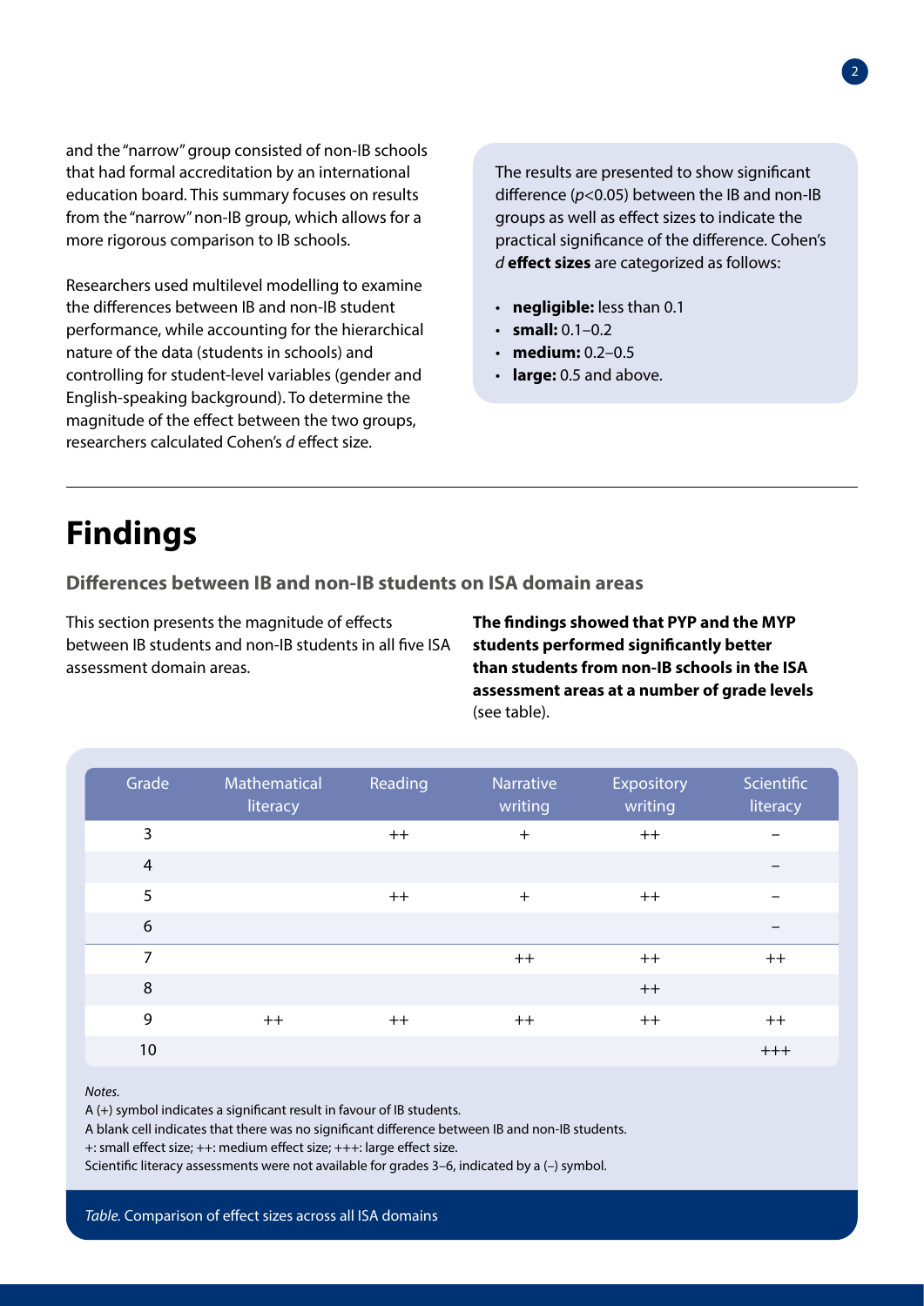and the "narrow" group consisted of non-IB schools that had formal accreditation by an international education board. This summary focuses on results from the "narrow" non-IB group, which allows for a more rigorous comparison to IB schools.

Researchers used multilevel modelling to examine the differences between IB and non-IB student performance, while accounting for the hierarchical nature of the data (students in schools) and controlling for student-level variables (gender and English-speaking background). To determine the magnitude of the effect between the two groups, researchers calculated Cohen's *d* effect size.

The results are presented to show significant difference ($p<0.05$) between the IB and non-IB groups as well as effect sizes to indicate the practical significance of the difference. Cohen's *d* **effect sizes** are categorized as follows:

- **negligible:** less than 0.1
- **small:** 0.1–0.2
- **medium:** 0.2–0.5
- **large:** 0.5 and above.

# Findings

### Differences between IB and non-IB students on ISA domain areas

This section presents the magnitude of effects between IB students and non-IB students in all five ISA assessment domain areas.

**The findings showed that PYP and the MYP students performed significantly better than students from non-IB schools in the ISA assessment areas at a number of grade levels** (see table).

| Grade | Mathematical literacy | Reading | Narrative writing | Expository writing | Scientific literacy |
|---|---|---|---|---|---|
| 3 | | ++ | + | ++ | – |
| 4 | | | | | – |
| 5 | | ++ | + | ++ | – |
| 6 | | | | | – |
| 7 | | | ++ | ++ | ++ |
| 8 | | | | ++ | |
| 9 | ++ | ++ | ++ | ++ | ++ |
| 10 | | | | | +++ |

*Notes.*
A (+) symbol indicates a significant result in favour of IB students.
A blank cell indicates that there was no significant difference between IB and non-IB students.
+: small effect size; ++: medium effect size; +++: large effect size.
Scientific literacy assessments were not available for grades 3–6, indicated by a (–) symbol.

*Table.* Comparison of effect sizes across all ISA domains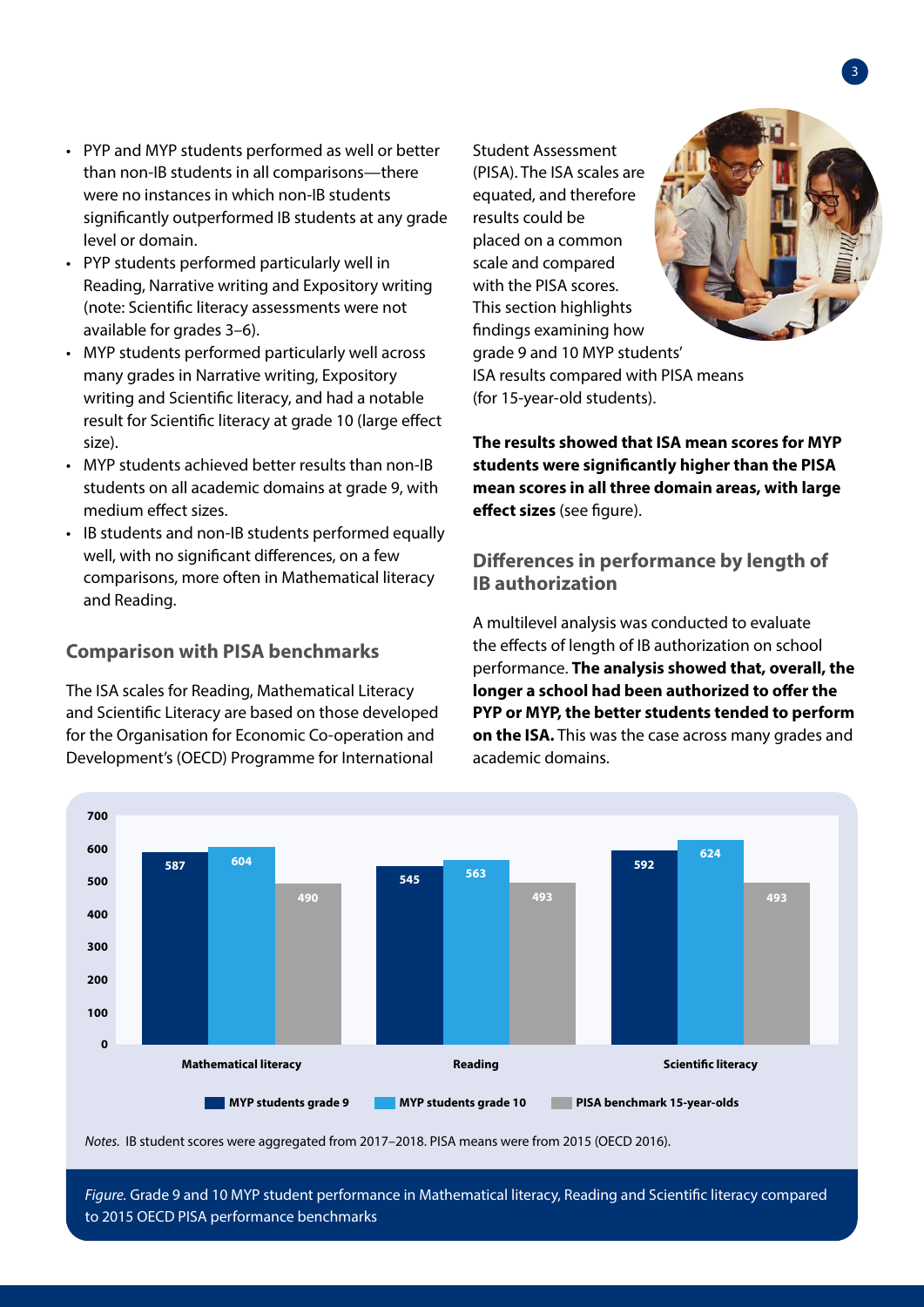- PYP and MYP students performed as well or better than non-IB students in all comparisons—there were no instances in which non-IB students significantly outperformed IB students at any grade level or domain.
- PYP students performed particularly well in Reading, Narrative writing and Expository writing (note: Scientific literacy assessments were not available for grades 3–6).
- MYP students performed particularly well across many grades in Narrative writing, Expository writing and Scientific literacy, and had a notable result for Scientific literacy at grade 10 (large effect size).
- MYP students achieved better results than non-IB students on all academic domains at grade 9, with medium effect sizes.
- IB students and non-IB students performed equally well, with no significant differences, on a few comparisons, more often in Mathematical literacy and Reading.

## Comparison with PISA benchmarks

The ISA scales for Reading, Mathematical Literacy and Scientific Literacy are based on those developed for the Organisation for Economic Co-operation and Development's (OECD) Programme for International Student Assessment (PISA). The ISA scales are equated, and therefore results could be placed on a common scale and compared with the PISA scores. This section highlights findings examining how grade 9 and 10 MYP students' ISA results compared with PISA means (for 15-year-old students).

**The results showed that ISA mean scores for MYP students were significantly higher than the PISA mean scores in all three domain areas, with large effect sizes** (see figure).

## Differences in performance by length of IB authorization

A multilevel analysis was conducted to evaluate the effects of length of IB authorization on school performance. **The analysis showed that, overall, the longer a school had been authorized to offer the PYP or MYP, the better students tended to perform on the ISA.** This was the case across many grades and academic domains.

| | MYP students grade 9 | MYP students grade 10 | PISA benchmark 15-year-olds |
|---|---|---|---|
| Mathematical literacy | 587 | 604 | 490 |
| Reading | 545 | 563 | 493 |
| Scientific literacy | 592 | 624 | 493 |

*Notes.* IB student scores were aggregated from 2017–2018. PISA means were from 2015 (OECD 2016).

*Figure.* Grade 9 and 10 MYP student performance in Mathematical literacy, Reading and Scientific literacy compared to 2015 OECD PISA performance benchmarks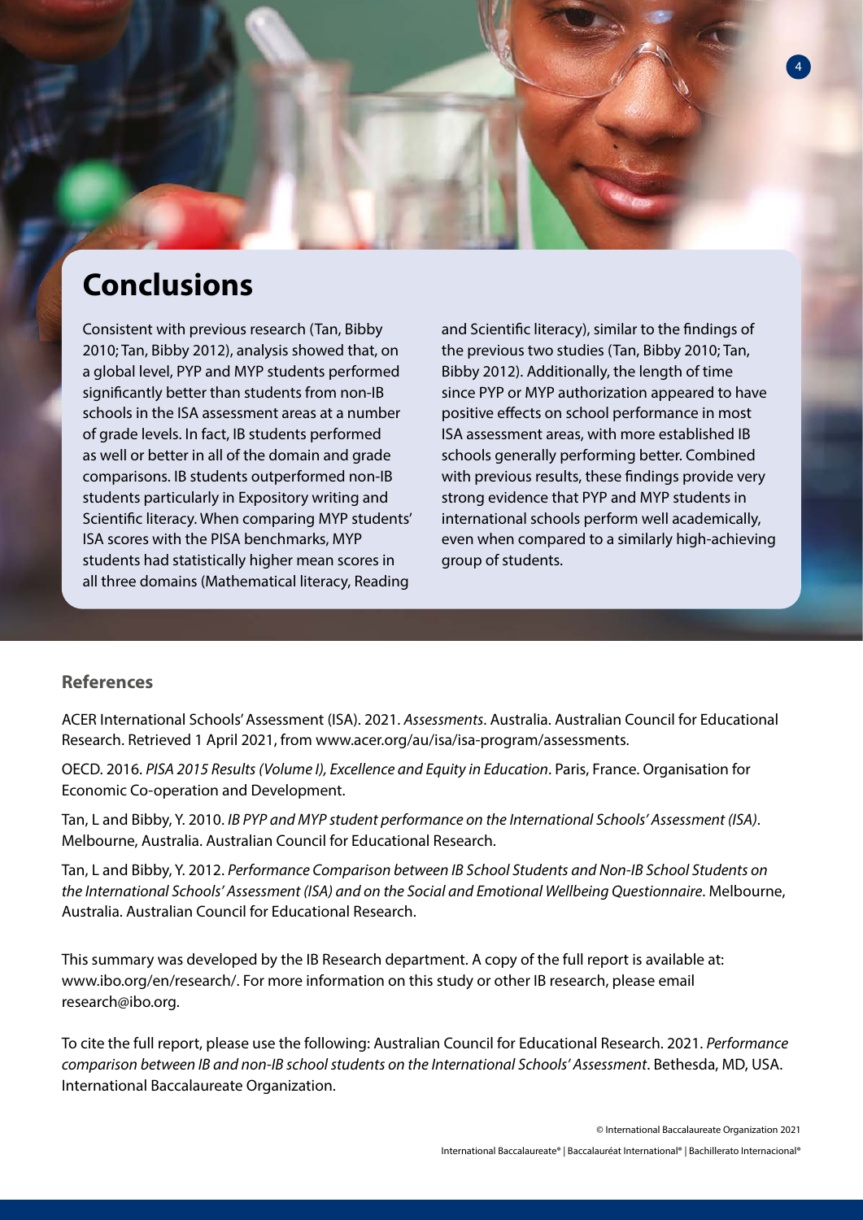## Conclusions

Consistent with previous research (Tan, Bibby 2010; Tan, Bibby 2012), analysis showed that, on a global level, PYP and MYP students performed significantly better than students from non-IB schools in the ISA assessment areas at a number of grade levels. In fact, IB students performed as well or better in all of the domain and grade comparisons. IB students outperformed non-IB students particularly in Expository writing and Scientific literacy. When comparing MYP students' ISA scores with the PISA benchmarks, MYP students had statistically higher mean scores in all three domains (Mathematical literacy, Reading and Scientific literacy), similar to the findings of the previous two studies (Tan, Bibby 2010; Tan, Bibby 2012). Additionally, the length of time since PYP or MYP authorization appeared to have positive effects on school performance in most ISA assessment areas, with more established IB schools generally performing better. Combined with previous results, these findings provide very strong evidence that PYP and MYP students in international schools perform well academically, even when compared to a similarly high-achieving group of students.

### References

ACER International Schools' Assessment (ISA). 2021. *Assessments*. Australia. Australian Council for Educational Research. Retrieved 1 April 2021, from www.acer.org/au/isa/isa-program/assessments.

OECD. 2016. *PISA 2015 Results (Volume I), Excellence and Equity in Education*. Paris, France. Organisation for Economic Co-operation and Development.

Tan, L and Bibby, Y. 2010. *IB PYP and MYP student performance on the International Schools' Assessment (ISA)*. Melbourne, Australia. Australian Council for Educational Research.

Tan, L and Bibby, Y. 2012. *Performance Comparison between IB School Students and Non-IB School Students on the International Schools' Assessment (ISA) and on the Social and Emotional Wellbeing Questionnaire*. Melbourne, Australia. Australian Council for Educational Research.

This summary was developed by the IB Research department. A copy of the full report is available at: www.ibo.org/en/research/. For more information on this study or other IB research, please email research@ibo.org.

To cite the full report, please use the following: Australian Council for Educational Research. 2021. *Performance comparison between IB and non-IB school students on the International Schools' Assessment*. Bethesda, MD, USA. International Baccalaureate Organization.

© International Baccalaureate Organization 2021

International Baccalaureate® | Baccalauréat International® | Bachillerato Internacional®